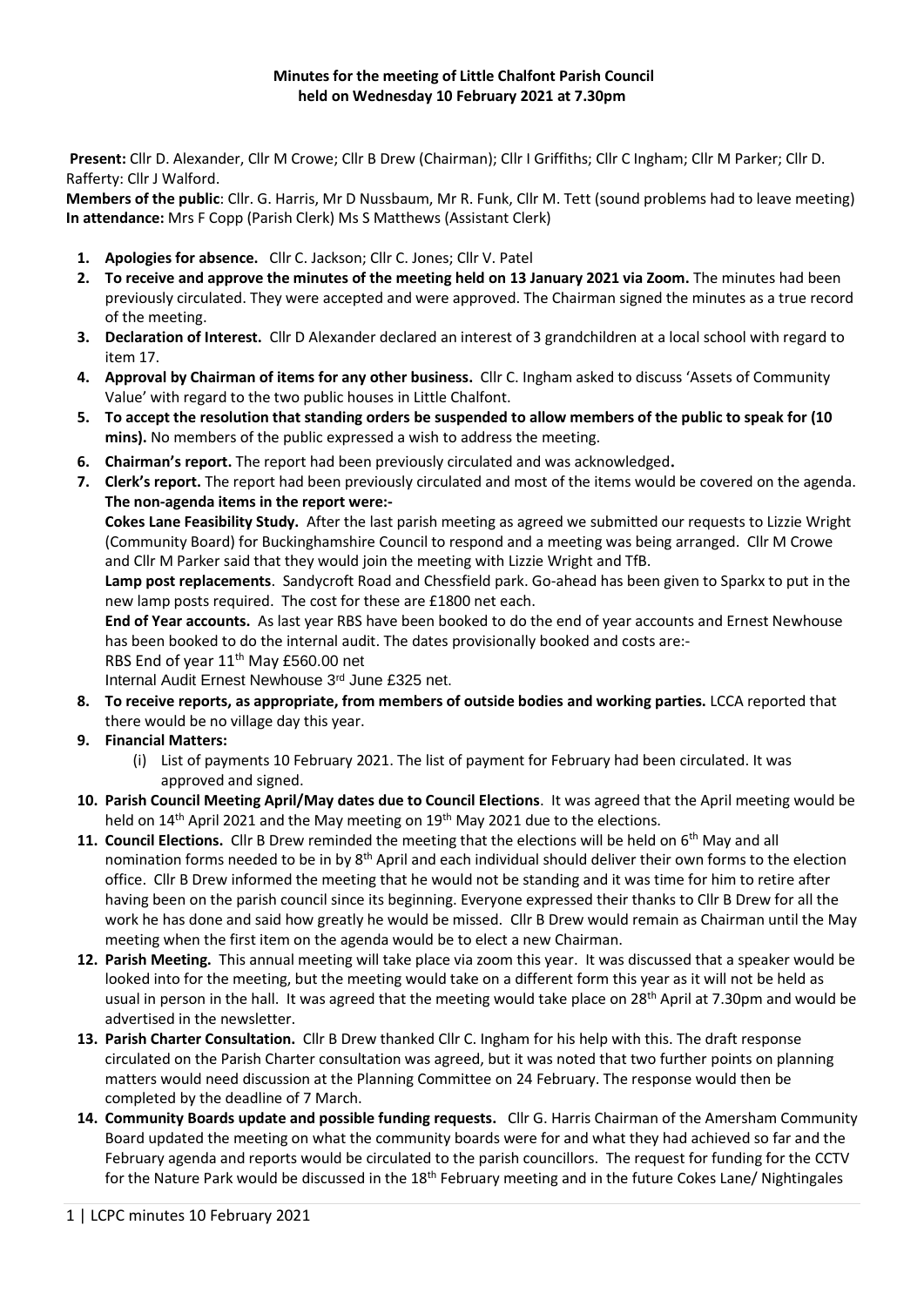**Minutes for the meeting of Little Chalfont Parish Council held on Wednesday 10 February 2021 at 7.30pm**

**Present:** Cllr D. Alexander, Cllr M Crowe; Cllr B Drew (Chairman); Cllr I Griffiths; Cllr C Ingham; Cllr M Parker; Cllr D. Rafferty: Cllr J Walford.
**Members of the public**: Cllr. G. Harris, Mr D Nussbaum, Mr R. Funk, Cllr M. Tett (sound problems had to leave meeting)
**In attendance:** Mrs F Copp (Parish Clerk) Ms S Matthews (Assistant Clerk)

1. **Apologies for absence.** Cllr C. Jackson; Cllr C. Jones; Cllr V. Patel
2. **To receive and approve the minutes of the meeting held on 13 January 2021 via Zoom.** The minutes had been previously circulated. They were accepted and were approved. The Chairman signed the minutes as a true record of the meeting.
3. **Declaration of Interest.** Cllr D Alexander declared an interest of 3 grandchildren at a local school with regard to item 17.
4. **Approval by Chairman of items for any other business.** Cllr C. Ingham asked to discuss 'Assets of Community Value' with regard to the two public houses in Little Chalfont.
5. **To accept the resolution that standing orders be suspended to allow members of the public to speak for (10 mins).** No members of the public expressed a wish to address the meeting.
6. **Chairman's report.** The report had been previously circulated and was acknowledged**.**
7. **Clerk's report.** The report had been previously circulated and most of the items would be covered on the agenda. **The non-agenda items in the report were:-**

   **Cokes Lane Feasibility Study.** After the last parish meeting as agreed we submitted our requests to Lizzie Wright (Community Board) for Buckinghamshire Council to respond and a meeting was being arranged. Cllr M Crowe and Cllr M Parker said that they would join the meeting with Lizzie Wright and TfB.

   **Lamp post replacements**. Sandycroft Road and Chessfield park. Go-ahead has been given to Sparkx to put in the new lamp posts required. The cost for these are £1800 net each.

   **End of Year accounts.** As last year RBS have been booked to do the end of year accounts and Ernest Newhouse has been booked to do the internal audit. The dates provisionally booked and costs are:-

   RBS End of year 11th May £560.00 net

   Internal Audit Ernest Newhouse 3rd June £325 net.
8. **To receive reports, as appropriate, from members of outside bodies and working parties.** LCCA reported that there would be no village day this year.
9. **Financial Matters:**
   (i) List of payments 10 February 2021. The list of payment for February had been circulated. It was approved and signed.
10. **Parish Council Meeting April/May dates due to Council Elections**. It was agreed that the April meeting would be held on 14th April 2021 and the May meeting on 19th May 2021 due to the elections.
11. **Council Elections.** Cllr B Drew reminded the meeting that the elections will be held on 6th May and all nomination forms needed to be in by 8th April and each individual should deliver their own forms to the election office. Cllr B Drew informed the meeting that he would not be standing and it was time for him to retire after having been on the parish council since its beginning. Everyone expressed their thanks to Cllr B Drew for all the work he has done and said how greatly he would be missed. Cllr B Drew would remain as Chairman until the May meeting when the first item on the agenda would be to elect a new Chairman.
12. **Parish Meeting.** This annual meeting will take place via zoom this year. It was discussed that a speaker would be looked into for the meeting, but the meeting would take on a different form this year as it will not be held as usual in person in the hall. It was agreed that the meeting would take place on 28th April at 7.30pm and would be advertised in the newsletter.
13. **Parish Charter Consultation.** Cllr B Drew thanked Cllr C. Ingham for his help with this. The draft response circulated on the Parish Charter consultation was agreed, but it was noted that two further points on planning matters would need discussion at the Planning Committee on 24 February. The response would then be completed by the deadline of 7 March.
14. **Community Boards update and possible funding requests.** Cllr G. Harris Chairman of the Amersham Community Board updated the meeting on what the community boards were for and what they had achieved so far and the February agenda and reports would be circulated to the parish councillors. The request for funding for the CCTV for the Nature Park would be discussed in the 18th February meeting and in the future Cokes Lane/ Nightingales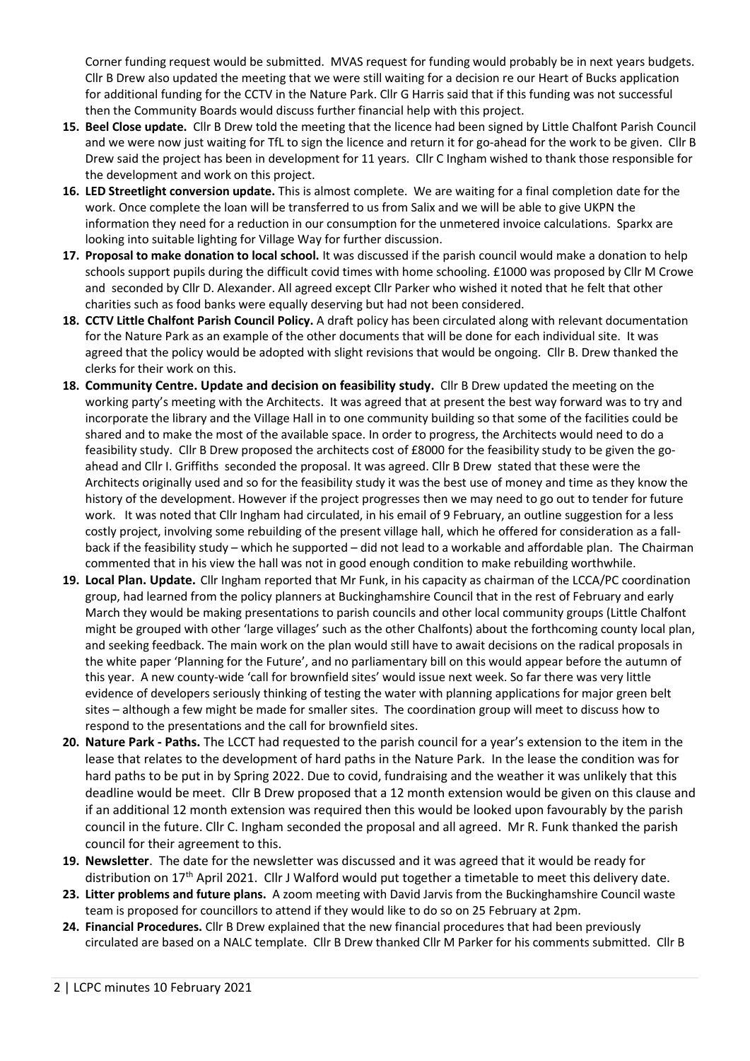Corner funding request would be submitted. MVAS request for funding would probably be in next years budgets. Cllr B Drew also updated the meeting that we were still waiting for a decision re our Heart of Bucks application for additional funding for the CCTV in the Nature Park. Cllr G Harris said that if this funding was not successful then the Community Boards would discuss further financial help with this project.

15. **Beel Close update.** Cllr B Drew told the meeting that the licence had been signed by Little Chalfont Parish Council and we were now just waiting for TfL to sign the licence and return it for go-ahead for the work to be given. Cllr B Drew said the project has been in development for 11 years. Cllr C Ingham wished to thank those responsible for the development and work on this project.
16. **LED Streetlight conversion update.** This is almost complete. We are waiting for a final completion date for the work. Once complete the loan will be transferred to us from Salix and we will be able to give UKPN the information they need for a reduction in our consumption for the unmetered invoice calculations. Sparkx are looking into suitable lighting for Village Way for further discussion.
17. **Proposal to make donation to local school.** It was discussed if the parish council would make a donation to help schools support pupils during the difficult covid times with home schooling. £1000 was proposed by Cllr M Crowe and seconded by Cllr D. Alexander. All agreed except Cllr Parker who wished it noted that he felt that other charities such as food banks were equally deserving but had not been considered.
18. **CCTV Little Chalfont Parish Council Policy.** A draft policy has been circulated along with relevant documentation for the Nature Park as an example of the other documents that will be done for each individual site. It was agreed that the policy would be adopted with slight revisions that would be ongoing. Cllr B. Drew thanked the clerks for their work on this.
18. **Community Centre. Update and decision on feasibility study.** Cllr B Drew updated the meeting on the working party's meeting with the Architects. It was agreed that at present the best way forward was to try and incorporate the library and the Village Hall in to one community building so that some of the facilities could be shared and to make the most of the available space. In order to progress, the Architects would need to do a feasibility study. Cllr B Drew proposed the architects cost of £8000 for the feasibility study to be given the go-ahead and Cllr I. Griffiths seconded the proposal. It was agreed. Cllr B Drew stated that these were the Architects originally used and so for the feasibility study it was the best use of money and time as they know the history of the development. However if the project progresses then we may need to go out to tender for future work. It was noted that Cllr Ingham had circulated, in his email of 9 February, an outline suggestion for a less costly project, involving some rebuilding of the present village hall, which he offered for consideration as a fall-back if the feasibility study – which he supported – did not lead to a workable and affordable plan. The Chairman commented that in his view the hall was not in good enough condition to make rebuilding worthwhile.
19. **Local Plan. Update.** Cllr Ingham reported that Mr Funk, in his capacity as chairman of the LCCA/PC coordination group, had learned from the policy planners at Buckinghamshire Council that in the rest of February and early March they would be making presentations to parish councils and other local community groups (Little Chalfont might be grouped with other 'large villages' such as the other Chalfonts) about the forthcoming county local plan, and seeking feedback. The main work on the plan would still have to await decisions on the radical proposals in the white paper 'Planning for the Future', and no parliamentary bill on this would appear before the autumn of this year. A new county-wide 'call for brownfield sites' would issue next week. So far there was very little evidence of developers seriously thinking of testing the water with planning applications for major green belt sites – although a few might be made for smaller sites. The coordination group will meet to discuss how to respond to the presentations and the call for brownfield sites.
20. **Nature Park - Paths.** The LCCT had requested to the parish council for a year's extension to the item in the lease that relates to the development of hard paths in the Nature Park. In the lease the condition was for hard paths to be put in by Spring 2022. Due to covid, fundraising and the weather it was unlikely that this deadline would be meet. Cllr B Drew proposed that a 12 month extension would be given on this clause and if an additional 12 month extension was required then this would be looked upon favourably by the parish council in the future. Cllr C. Ingham seconded the proposal and all agreed. Mr R. Funk thanked the parish council for their agreement to this.
19. **Newsletter**. The date for the newsletter was discussed and it was agreed that it would be ready for distribution on 17th April 2021. Cllr J Walford would put together a timetable to meet this delivery date.
23. **Litter problems and future plans.** A zoom meeting with David Jarvis from the Buckinghamshire Council waste team is proposed for councillors to attend if they would like to do so on 25 February at 2pm.
24. **Financial Procedures.** Cllr B Drew explained that the new financial procedures that had been previously circulated are based on a NALC template. Cllr B Drew thanked Cllr M Parker for his comments submitted. Cllr B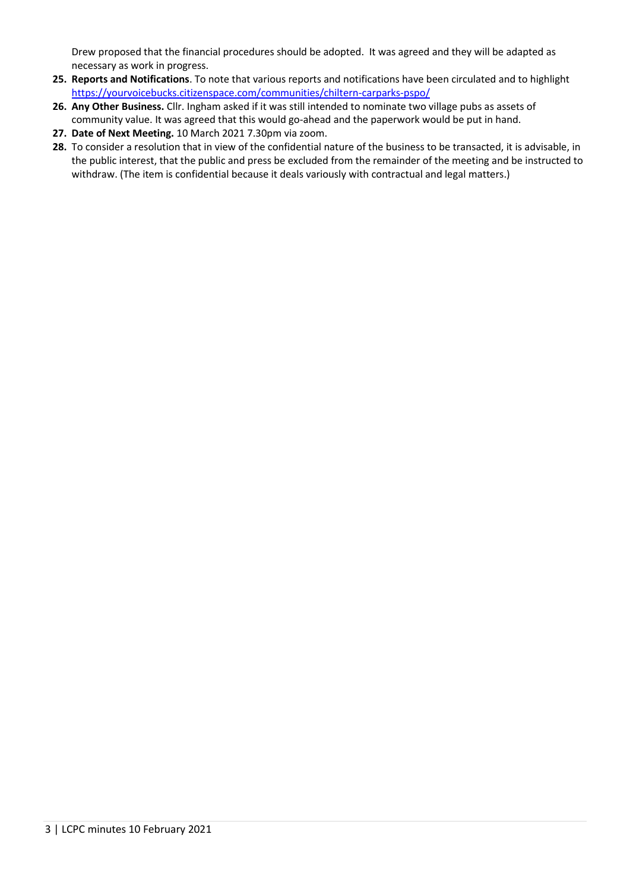Drew proposed that the financial procedures should be adopted. It was agreed and they will be adapted as necessary as work in progress.

25. **Reports and Notifications**. To note that various reports and notifications have been circulated and to highlight https://yourvoicebucks.citizenspace.com/communities/chiltern-carparks-pspo/
26. **Any Other Business.** Cllr. Ingham asked if it was still intended to nominate two village pubs as assets of community value. It was agreed that this would go-ahead and the paperwork would be put in hand.
27. **Date of Next Meeting.** 10 March 2021 7.30pm via zoom.
28. To consider a resolution that in view of the confidential nature of the business to be transacted, it is advisable, in the public interest, that the public and press be excluded from the remainder of the meeting and be instructed to withdraw. (The item is confidential because it deals variously with contractual and legal matters.)